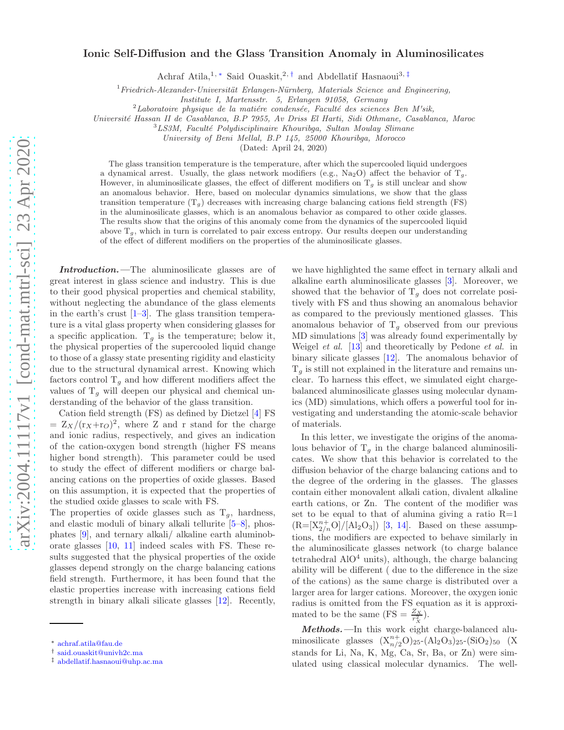# Ionic Self-Diffusion and the Glass Transition Anomaly in Aluminosilicates

Achraf Atila,[1,*] Said Ouaskit,[2,†] and Abdellatif Hasnaoui[3,‡]

[1] *Friedrich-Alexander-Universität Erlangen-Nürnberg, Materials Science and Engineering, Institute I, Martensstr. 5, Erlangen 91058, Germany*

[2] *Laboratoire physique de la matiére condensée, Faculté des sciences Ben M'sik, Université Hassan II de Casablanca, B.P 7955, Av Driss El Harti, Sidi Othmane, Casablanca, Maroc*

[3] *LS3M, Faculté Polydisciplinaire Khouribga, Sultan Moulay Slimane University of Beni Mellal, B.P 145, 25000 Khouribga, Morocco*

(Dated: April 24, 2020)

The glass transition temperature is the temperature, after which the supercooled liquid undergoes a dynamical arrest. Usually, the glass network modifiers (e.g., $Na_2O$) affect the behavior of $T_g$. However, in aluminosilicate glasses, the effect of different modifiers on $T_g$ is still unclear and show an anomalous behavior. Here, based on molecular dynamics simulations, we show that the glass transition temperature ($T_g$) decreases with increasing charge balancing cations field strength (FS) in the aluminosilicate glasses, which is an anomalous behavior as compared to other oxide glasses. The results show that the origins of this anomaly come from the dynamics of the supercooled liquid above $T_g$, which in turn is correlated to pair excess entropy. Our results deepen our understanding of the effect of different modifiers on the properties of the aluminosilicate glasses.

***Introduction.***—The aluminosilicate glasses are of great interest in glass science and industry. This is due to their good physical properties and chemical stability, without neglecting the abundance of the glass elements in the earth's crust [1–3]. The glass transition temperature is a vital glass property when considering glasses for a specific application. $T_g$ is the temperature; below it, the physical properties of the supercooled liquid change to those of a glassy state presenting rigidity and elasticity due to the structural dynamical arrest. Knowing which factors control $T_g$ and how different modifiers affect the values of $T_g$ will deepen our physical and chemical understanding of the behavior of the glass transition.

Cation field strength (FS) as defined by Dietzel [4] FS = $Z_X/(r_X+r_O)^2$, where Z and r stand for the charge and ionic radius, respectively, and gives an indication of the cation-oxygen bond strength (higher FS means higher bond strength). This parameter could be used to study the effect of different modifiers or charge balancing cations on the properties of oxide glasses. Based on this assumption, it is expected that the properties of the studied oxide glasses to scale with FS.

The properties of oxide glasses such as $T_g$, hardness, and elastic moduli of binary alkali tellurite [5–8], phosphates [9], and ternary alkali/ alkaline earth aluminoborate glasses [10, 11] indeed scales with FS. These results suggested that the physical properties of the oxide glasses depend strongly on the charge balancing cations field strength. Furthermore, it has been found that the elastic properties increase with increasing cations field strength in binary alkali silicate glasses [12]. Recently, we have highlighted the same effect in ternary alkali and alkaline earth aluminosilicate glasses [3]. Moreover, we showed that the behavior of $T_g$ does not correlate positively with FS and thus showing an anomalous behavior as compared to the previously mentioned glasses. This anomalous behavior of $T_g$ observed from our previous MD simulations [3] was already found experimentally by Weigel *et al.* [13] and theoretically by Pedone *et al.* in binary silicate glasses [12]. The anomalous behavior of $T_g$ is still not explained in the literature and remains unclear. To harness this effect, we simulated eight charge-balanced aluminosilicate glasses using molecular dynamics (MD) simulations, which offers a powerful tool for investigating and understanding the atomic-scale behavior of materials.

In this letter, we investigate the origins of the anomalous behavior of $T_g$ in the charge balanced aluminosilicates. We show that this behavior is correlated to the diffusion behavior of the charge balancing cations and to the degree of the ordering in the glasses. The glasses contain either monovalent alkali cation, divalent alkaline earth cations, or Zn. The content of the modifier was set to be equal to that of alumina giving a ratio R=1 (R=$[X^{n+}_{2/n}O]/[Al_2O_3]$) [3, 14]. Based on these assumptions, the modifiers are expected to behave similarly in the aluminosilicate glasses network (to charge balance tetrahedral $AlO^4$ units), although, the charge balancing ability will be different ( due to the difference in the size of the cations) as the same charge is distributed over a larger area for larger cations. Moreover, the oxygen ionic radius is omitted from the FS equation as it is approximated to be the same (FS = $\frac{Z_X}{r_X^2}$).

***Methods.***—In this work eight charge-balanced aluminosilicate glasses $(X^{n+}_{n/2}O)_{25}$-$(Al_2O_3)_{25}$-$(SiO_2)_{50}$ (X stands for Li, Na, K, Mg, Ca, Sr, Ba, or Zn) were simulated using classical molecular dynamics. The well-

* achraf.atila@fau.de
† said.ouaskit@univh2c.ma
‡ abdellatif.hasnaoui@uhp.ac.ma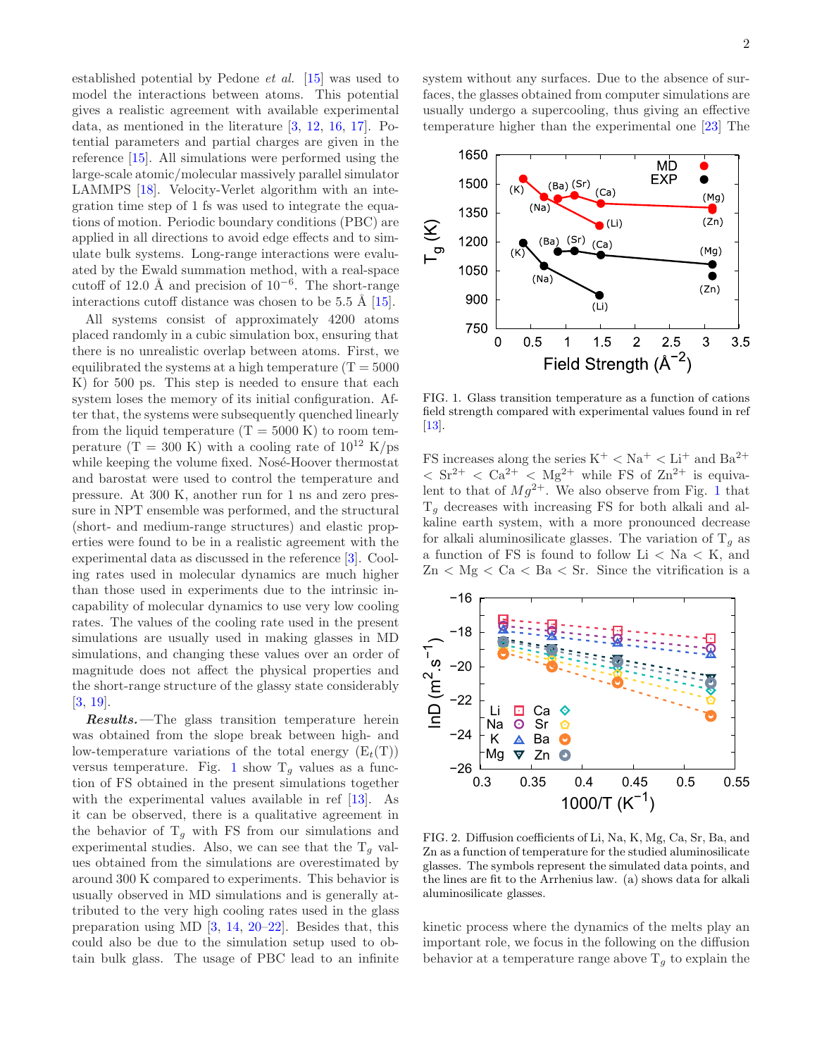established potential by Pedone *et al.* [15] was used to model the interactions between atoms. This potential gives a realistic agreement with available experimental data, as mentioned in the literature [3, 12, 16, 17]. Potential parameters and partial charges are given in the reference [15]. All simulations were performed using the large-scale atomic/molecular massively parallel simulator LAMMPS [18]. Velocity-Verlet algorithm with an integration time step of 1 fs was used to integrate the equations of motion. Periodic boundary conditions (PBC) are applied in all directions to avoid edge effects and to simulate bulk systems. Long-range interactions were evaluated by the Ewald summation method, with a real-space cutoff of 12.0 Å and precision of $10^{-6}$. The short-range interactions cutoff distance was chosen to be 5.5 Å [15].

All systems consist of approximately 4200 atoms placed randomly in a cubic simulation box, ensuring that there is no unrealistic overlap between atoms. First, we equilibrated the systems at a high temperature (T = 5000 K) for 500 ps. This step is needed to ensure that each system loses the memory of its initial configuration. After that, the systems were subsequently quenched linearly from the liquid temperature (T = 5000 K) to room temperature (T = 300 K) with a cooling rate of $10^{12}$ K/ps while keeping the volume fixed. Nosé-Hoover thermostat and barostat were used to control the temperature and pressure. At 300 K, another run for 1 ns and zero pressure in NPT ensemble was performed, and the structural (short- and medium-range structures) and elastic properties were found to be in a realistic agreement with the experimental data as discussed in the reference [3]. Cooling rates used in molecular dynamics are much higher than those used in experiments due to the intrinsic incapability of molecular dynamics to use very low cooling rates. The values of the cooling rate used in the present simulations are usually used in making glasses in MD simulations, and changing these values over an order of magnitude does not affect the physical properties and the short-range structure of the glassy state considerably [3, 19].

***Results.***—The glass transition temperature herein was obtained from the slope break between high- and low-temperature variations of the total energy ($E_t(T)$) versus temperature. Fig. 1 show $T_g$ values as a function of FS obtained in the present simulations together with the experimental values available in ref [13]. As it can be observed, there is a qualitative agreement in the behavior of $T_g$ with FS from our simulations and experimental studies. Also, we can see that the $T_g$ values obtained from the simulations are overestimated by around 300 K compared to experiments. This behavior is usually observed in MD simulations and is generally attributed to the very high cooling rates used in the glass preparation using MD [3, 14, 20–22]. Besides that, this could also be due to the simulation setup used to obtain bulk glass. The usage of PBC lead to an infinite system without any surfaces. Due to the absence of surfaces, the glasses obtained from computer simulations are usually undergo a supercooling, thus giving an effective temperature higher than the experimental one [23] The

FIG. 1. Glass transition temperature as a function of cations field strength compared with experimental values found in ref [13].

FS increases along the series $K^+ < Na^+ < Li^+$ and $Ba^{2+} < Sr^{2+} < Ca^{2+} < Mg^{2+}$ while FS of $Zn^{2+}$ is equivalent to that of $Mg^{2+}$. We also observe from Fig. 1 that $T_g$ decreases with increasing FS for both alkali and alkaline earth system, with a more pronounced decrease for alkali aluminosilicate glasses. The variation of $T_g$ as a function of FS is found to follow Li < Na < K, and Zn < Mg < Ca < Ba < Sr. Since the vitrification is a kinetic process where the dynamics of the melts play an important role, we focus in the following on the diffusion behavior at a temperature range above $T_g$ to explain the

FIG. 2. Diffusion coefficients of Li, Na, K, Mg, Ca, Sr, Ba, and Zn as a function of temperature for the studied aluminosilicate glasses. The symbols represent the simulated data points, and the lines are fit to the Arrhenius law. (a) shows data for alkali aluminosilicate glasses.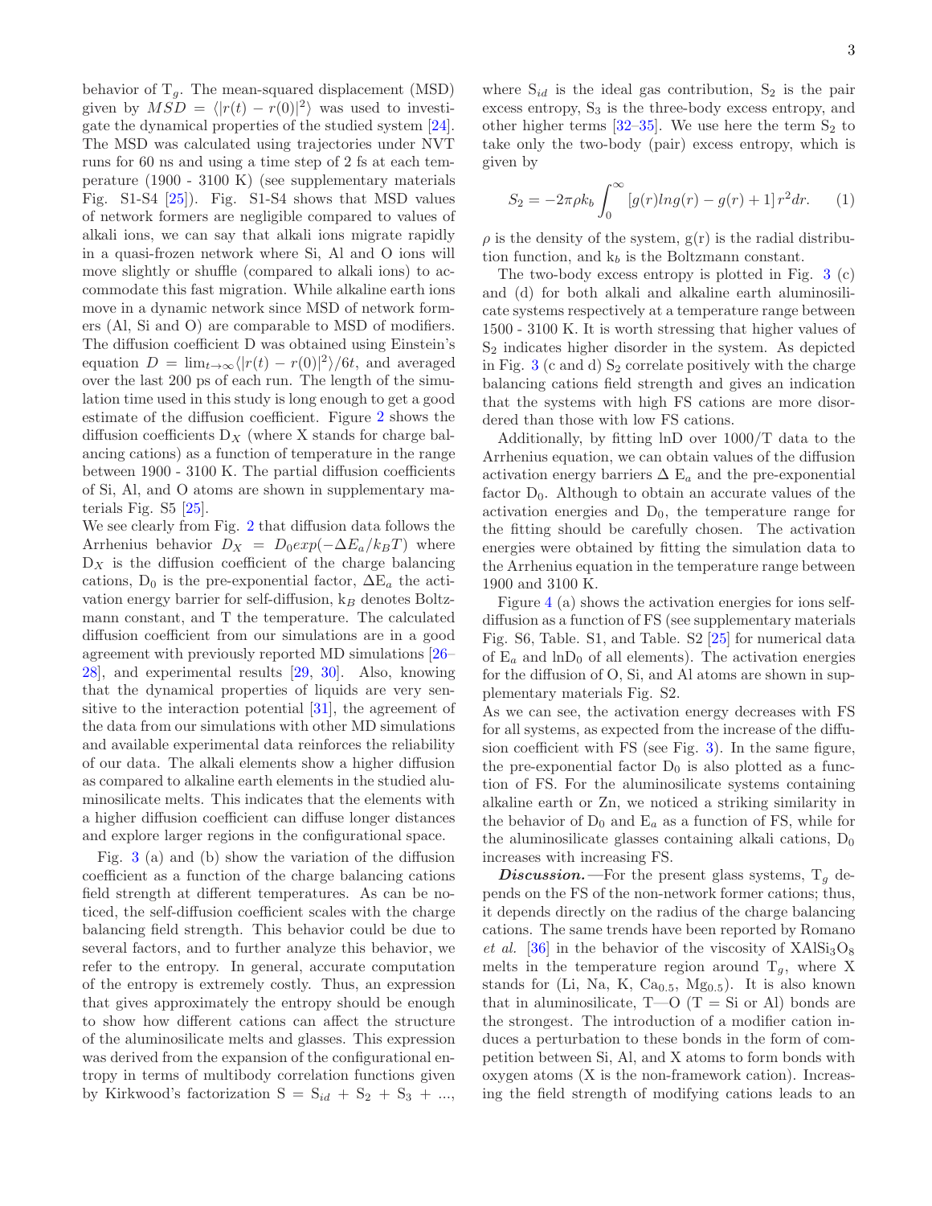behavior of $T_g$. The mean-squared displacement (MSD) given by $MSD = \langle |r(t) - r(0)|^2 \rangle$ was used to investigate the dynamical properties of the studied system [24]. The MSD was calculated using trajectories under NVT runs for 60 ns and using a time step of 2 fs at each temperature (1900 - 3100 K) (see supplementary materials Fig. S1-S4 [25]). Fig. S1-S4 shows that MSD values of network formers are negligible compared to values of alkali ions, we can say that alkali ions migrate rapidly in a quasi-frozen network where Si, Al and O ions will move slightly or shuffle (compared to alkali ions) to accommodate this fast migration. While alkaline earth ions move in a dynamic network since MSD of network formers (Al, Si and O) are comparable to MSD of modifiers. The diffusion coefficient D was obtained using Einstein's equation $D = \lim_{t\to\infty} \langle |r(t) - r(0)|^2 \rangle / 6t$, and averaged over the last 200 ps of each run. The length of the simulation time used in this study is long enough to get a good estimate of the diffusion coefficient. Figure 2 shows the diffusion coefficients $D_X$ (where X stands for charge balancing cations) as a function of temperature in the range between 1900 - 3100 K. The partial diffusion coefficients of Si, Al, and O atoms are shown in supplementary materials Fig. S5 [25].

We see clearly from Fig. 2 that diffusion data follows the Arrhenius behavior $D_X = D_0 exp(-\Delta E_a / k_B T)$ where $D_X$ is the diffusion coefficient of the charge balancing cations, $D_0$ is the pre-exponential factor, $\Delta E_a$ the activation energy barrier for self-diffusion, $k_B$ denotes Boltzmann constant, and T the temperature. The calculated diffusion coefficient from our simulations are in a good agreement with previously reported MD simulations [26–28], and experimental results [29, 30]. Also, knowing that the dynamical properties of liquids are very sensitive to the interaction potential [31], the agreement of the data from our simulations with other MD simulations and available experimental data reinforces the reliability of our data. The alkali elements show a higher diffusion as compared to alkaline earth elements in the studied aluminosilicate melts. This indicates that the elements with a higher diffusion coefficient can diffuse longer distances and explore larger regions in the configurational space.

Fig. 3 (a) and (b) show the variation of the diffusion coefficient as a function of the charge balancing cations field strength at different temperatures. As can be noticed, the self-diffusion coefficient scales with the charge balancing field strength. This behavior could be due to several factors, and to further analyze this behavior, we refer to the entropy. In general, accurate computation of the entropy is extremely costly. Thus, an expression that gives approximately the entropy should be enough to show how different cations can affect the structure of the aluminosilicate melts and glasses. This expression was derived from the expansion of the configurational entropy in terms of multibody correlation functions given by Kirkwood's factorization $S = S_{id} + S_2 + S_3 + ...$, where $S_{id}$ is the ideal gas contribution, $S_2$ is the pair excess entropy, $S_3$ is the three-body excess entropy, and other higher terms [32–35]. We use here the term $S_2$ to take only the two-body (pair) excess entropy, which is given by

$$S_2 = -2\pi\rho k_b \int_0^\infty [g(r)lng(r) - g(r) + 1]\, r^2 dr. \qquad (1)$$

$\rho$ is the density of the system, g(r) is the radial distribution function, and $k_b$ is the Boltzmann constant.

The two-body excess entropy is plotted in Fig. 3 (c) and (d) for both alkali and alkaline earth aluminosilicate systems respectively at a temperature range between 1500 - 3100 K. It is worth stressing that higher values of $S_2$ indicates higher disorder in the system. As depicted in Fig. 3 (c and d) $S_2$ correlate positively with the charge balancing cations field strength and gives an indication that the systems with high FS cations are more disordered than those with low FS cations.

Additionally, by fitting lnD over 1000/T data to the Arrhenius equation, we can obtain values of the diffusion activation energy barriers $\Delta$ $E_a$ and the pre-exponential factor $D_0$. Although to obtain an accurate values of the activation energies and $D_0$, the temperature range for the fitting should be carefully chosen. The activation energies were obtained by fitting the simulation data to the Arrhenius equation in the temperature range between 1900 and 3100 K.

Figure 4 (a) shows the activation energies for ions self-diffusion as a function of FS (see supplementary materials Fig. S6, Table. S1, and Table. S2 [25] for numerical data of $E_a$ and $lnD_0$ of all elements). The activation energies for the diffusion of O, Si, and Al atoms are shown in supplementary materials Fig. S2.

As we can see, the activation energy decreases with FS for all systems, as expected from the increase of the diffusion coefficient with FS (see Fig. 3). In the same figure, the pre-exponential factor $D_0$ is also plotted as a function of FS. For the aluminosilicate systems containing alkaline earth or Zn, we noticed a striking similarity in the behavior of $D_0$ and $E_a$ as a function of FS, while for the aluminosilicate glasses containing alkali cations, $D_0$ increases with increasing FS.

***Discussion.***—For the present glass systems, $T_g$ depends on the FS of the non-network former cations; thus, it depends directly on the radius of the charge balancing cations. The same trends have been reported by Romano *et al.* [36] in the behavior of the viscosity of $XAlSi_3O_8$ melts in the temperature region around $T_g$, where X stands for (Li, Na, K, $Ca_{0.5}$, $Mg_{0.5}$). It is also known that in aluminosilicate, T—O (T = Si or Al) bonds are the strongest. The introduction of a modifier cation induces a perturbation to these bonds in the form of competition between Si, Al, and X atoms to form bonds with oxygen atoms (X is the non-framework cation). Increasing the field strength of modifying cations leads to an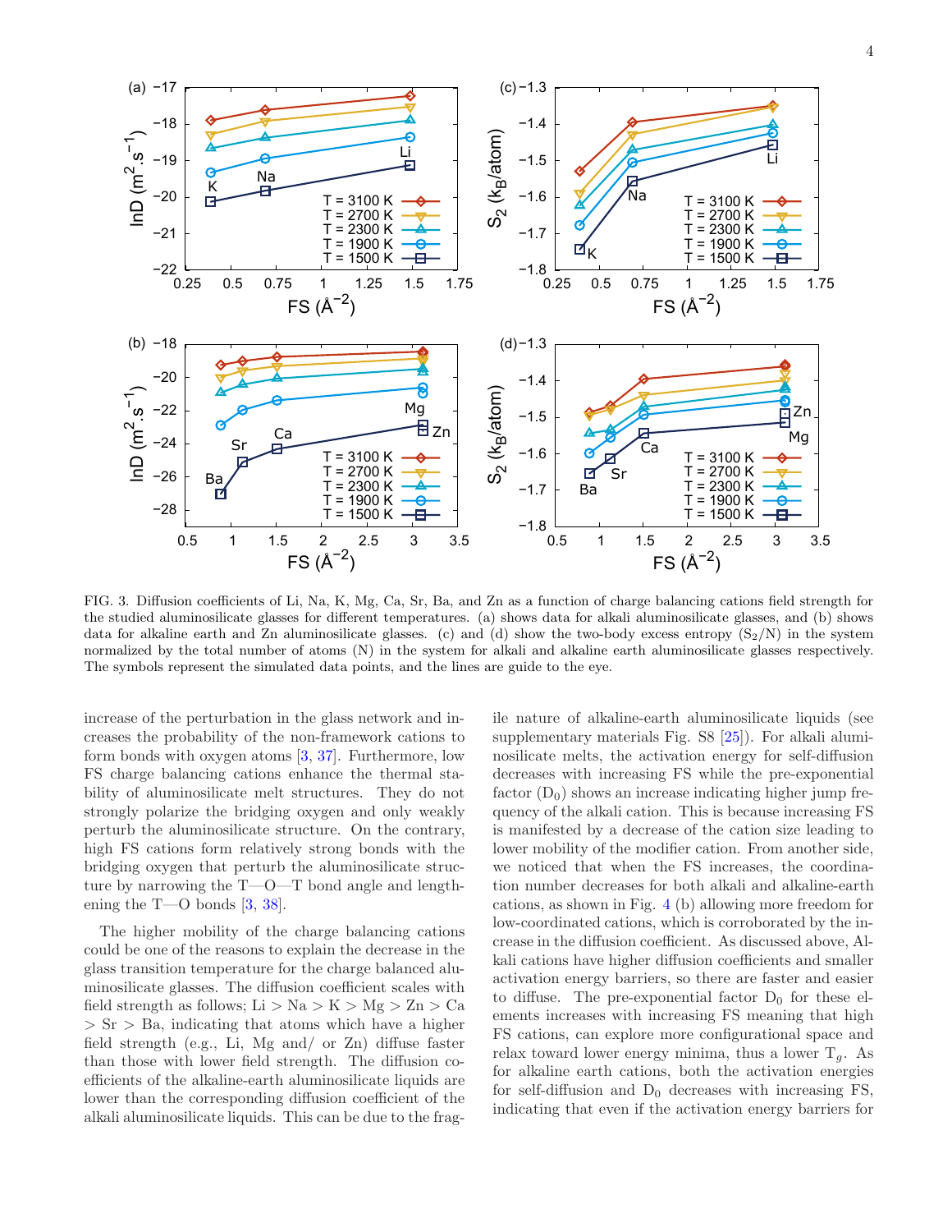FIG. 3. Diffusion coefficients of Li, Na, K, Mg, Ca, Sr, Ba, and Zn as a function of charge balancing cations field strength for the studied aluminosilicate glasses for different temperatures. (a) shows data for alkali aluminosilicate glasses, and (b) shows data for alkaline earth and Zn aluminosilicate glasses. (c) and (d) show the two-body excess entropy ($S_2$/N) in the system normalized by the total number of atoms (N) in the system for alkali and alkaline earth aluminosilicate glasses respectively. The symbols represent the simulated data points, and the lines are guide to the eye.

increase of the perturbation in the glass network and increases the probability of the non-framework cations to form bonds with oxygen atoms [3, 37]. Furthermore, low FS charge balancing cations enhance the thermal stability of aluminosilicate melt structures. They do not strongly polarize the bridging oxygen and only weakly perturb the aluminosilicate structure. On the contrary, high FS cations form relatively strong bonds with the bridging oxygen that perturb the aluminosilicate structure by narrowing the T—O—T bond angle and lengthening the T—O bonds [3, 38].

The higher mobility of the charge balancing cations could be one of the reasons to explain the decrease in the glass transition temperature for the charge balanced aluminosilicate glasses. The diffusion coefficient scales with field strength as follows; Li > Na > K > Mg > Zn > Ca > Sr > Ba, indicating that atoms which have a higher field strength (e.g., Li, Mg and/ or Zn) diffuse faster than those with lower field strength. The diffusion coefficients of the alkaline-earth aluminosilicate liquids are lower than the corresponding diffusion coefficient of the alkali aluminosilicate liquids. This can be due to the fragile nature of alkaline-earth aluminosilicate liquids (see supplementary materials Fig. S8 [25]). For alkali aluminosilicate melts, the activation energy for self-diffusion decreases with increasing FS while the pre-exponential factor ($D_0$) shows an increase indicating higher jump frequency of the alkali cation. This is because increasing FS is manifested by a decrease of the cation size leading to lower mobility of the modifier cation. From another side, we noticed that when the FS increases, the coordination number decreases for both alkali and alkaline-earth cations, as shown in Fig. 4 (b) allowing more freedom for low-coordinated cations, which is corroborated by the increase in the diffusion coefficient. As discussed above, Alkali cations have higher diffusion coefficients and smaller activation energy barriers, so there are faster and easier to diffuse. The pre-exponential factor $D_0$ for these elements increases with increasing FS meaning that high FS cations, can explore more configurational space and relax toward lower energy minima, thus a lower $T_g$. As for alkaline earth cations, both the activation energies for self-diffusion and $D_0$ decreases with increasing FS, indicating that even if the activation energy barriers for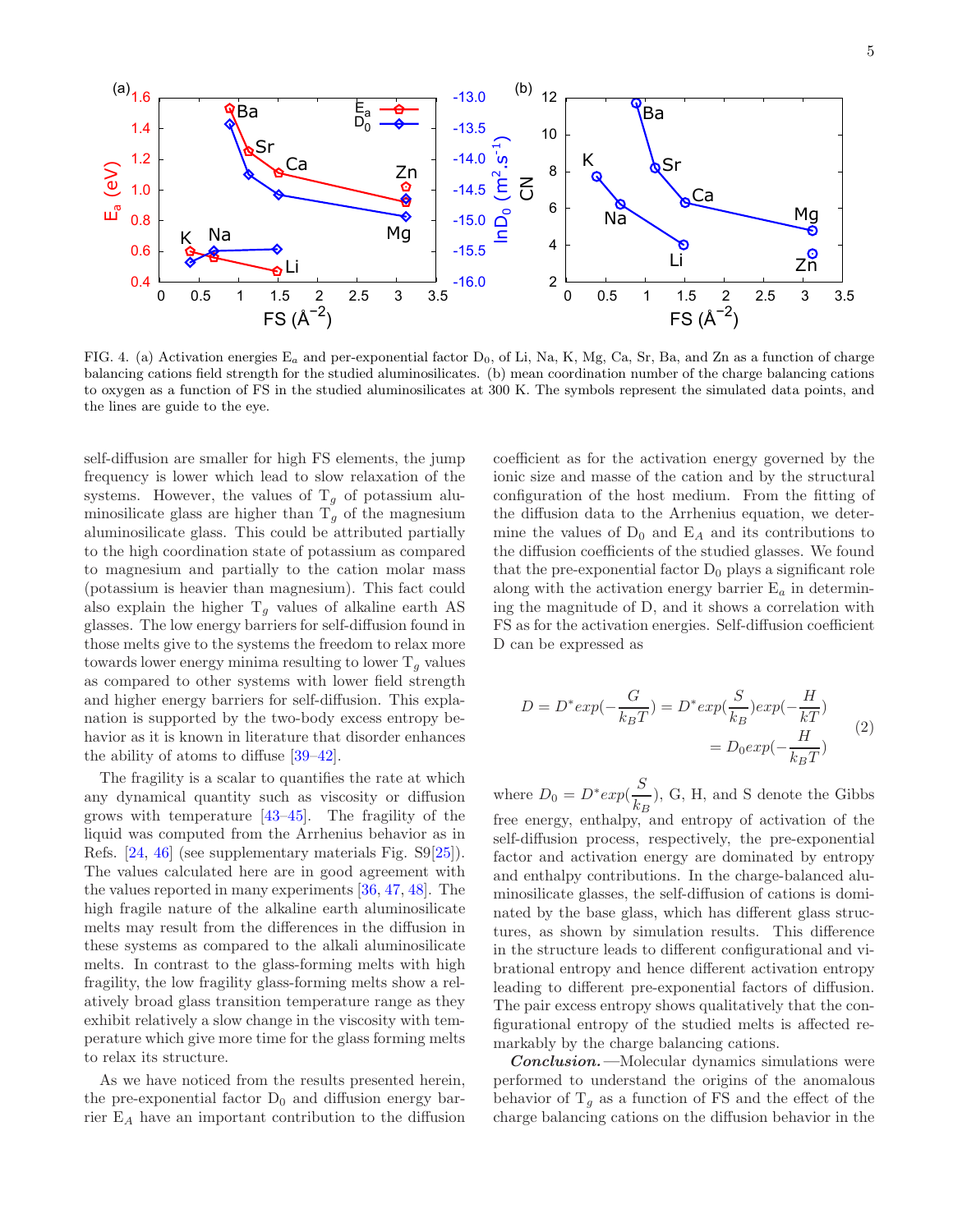FIG. 4. (a) Activation energies $E_a$ and per-exponential factor $D_0$, of Li, Na, K, Mg, Ca, Sr, Ba, and Zn as a function of charge balancing cations field strength for the studied aluminosilicates. (b) mean coordination number of the charge balancing cations to oxygen as a function of FS in the studied aluminosilicates at 300 K. The symbols represent the simulated data points, and the lines are guide to the eye.

self-diffusion are smaller for high FS elements, the jump frequency is lower which lead to slow relaxation of the systems. However, the values of $T_g$ of potassium aluminosilicate glass are higher than $T_g$ of the magnesium aluminosilicate glass. This could be attributed partially to the high coordination state of potassium as compared to magnesium and partially to the cation molar mass (potassium is heavier than magnesium). This fact could also explain the higher $T_g$ values of alkaline earth AS glasses. The low energy barriers for self-diffusion found in those melts give to the systems the freedom to relax more towards lower energy minima resulting to lower $T_g$ values as compared to other systems with lower field strength and higher energy barriers for self-diffusion. This explanation is supported by the two-body excess entropy behavior as it is known in literature that disorder enhances the ability of atoms to diffuse [39–42].

The fragility is a scalar to quantifies the rate at which any dynamical quantity such as viscosity or diffusion grows with temperature [43–45]. The fragility of the liquid was computed from the Arrhenius behavior as in Refs. [24, 46] (see supplementary materials Fig. S9[25]). The values calculated here are in good agreement with the values reported in many experiments [36, 47, 48]. The high fragile nature of the alkaline earth aluminosilicate melts may result from the differences in the diffusion in these systems as compared to the alkali aluminosilicate melts. In contrast to the glass-forming melts with high fragility, the low fragility glass-forming melts show a relatively broad glass transition temperature range as they exhibit relatively a slow change in the viscosity with temperature which give more time for the glass forming melts to relax its structure.

As we have noticed from the results presented herein, the pre-exponential factor $D_0$ and diffusion energy barrier $E_A$ have an important contribution to the diffusion coefficient as for the activation energy governed by the ionic size and masse of the cation and by the structural configuration of the host medium. From the fitting of the diffusion data to the Arrhenius equation, we determine the values of $D_0$ and $E_A$ and its contributions to the diffusion coefficients of the studied glasses. We found that the pre-exponential factor $D_0$ plays a significant role along with the activation energy barrier $E_a$ in determining the magnitude of D, and it shows a correlation with FS as for the activation energies. Self-diffusion coefficient D can be expressed as

$$
\begin{aligned}
D = D^{*}exp(-\frac{G}{k_B T}) &= D^{*}exp(\frac{S}{k_B})exp(-\frac{H}{kT}) \\
&= D_0 exp(-\frac{H}{k_B T})
\end{aligned} \tag{2}
$$

where $D_0 = D^{*}exp(\frac{S}{k_B})$, G, H, and S denote the Gibbs free energy, enthalpy, and entropy of activation of the self-diffusion process, respectively, the pre-exponential factor and activation energy are dominated by entropy and enthalpy contributions. In the charge-balanced aluminosilicate glasses, the self-diffusion of cations is dominated by the base glass, which has different glass structures, as shown by simulation results. This difference in the structure leads to different configurational and vibrational entropy and hence different activation entropy leading to different pre-exponential factors of diffusion. The pair excess entropy shows qualitatively that the configurational entropy of the studied melts is affected remarkably by the charge balancing cations.

***Conclusion.***—Molecular dynamics simulations were performed to understand the origins of the anomalous behavior of $T_g$ as a function of FS and the effect of the charge balancing cations on the diffusion behavior in the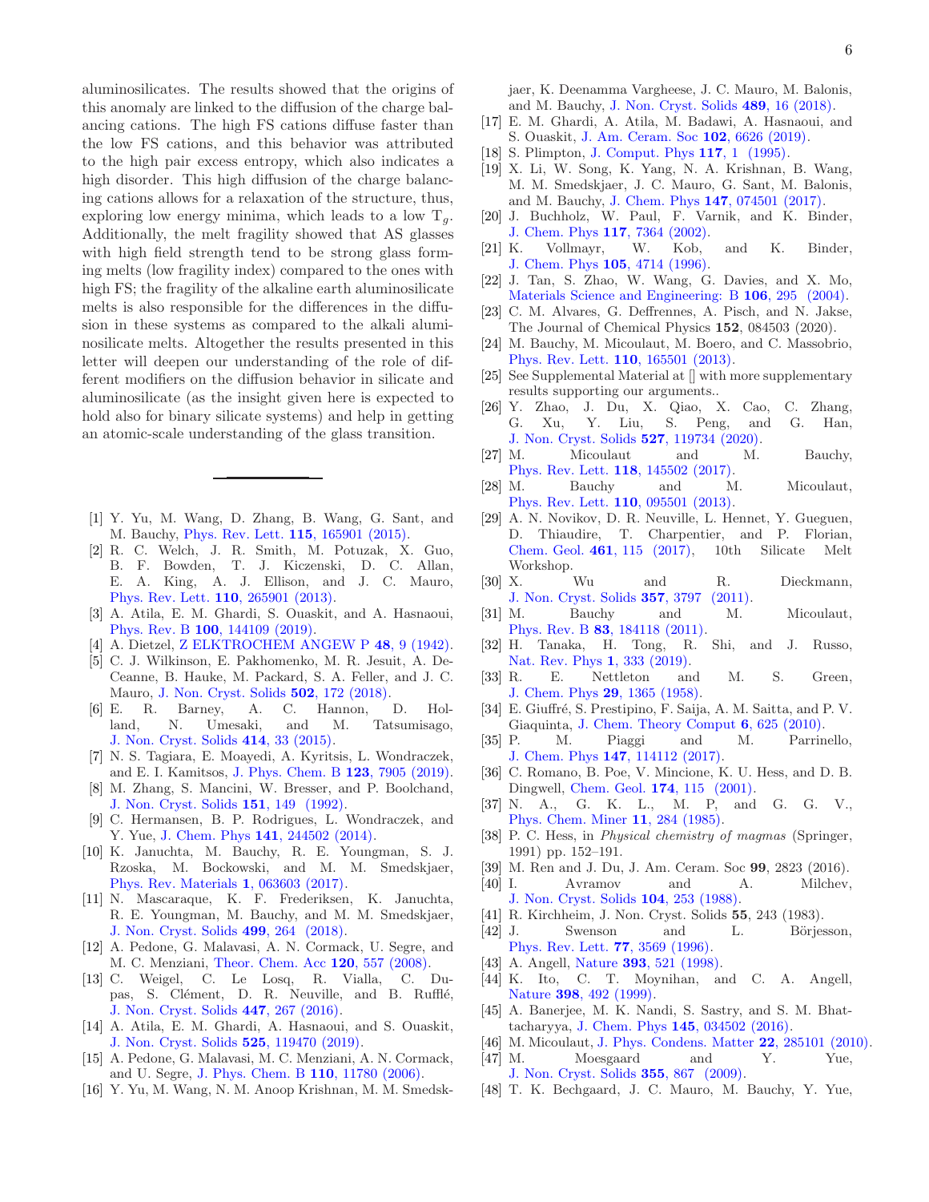aluminosilicates. The results showed that the origins of this anomaly are linked to the diffusion of the charge balancing cations. The high FS cations diffuse faster than the low FS cations, and this behavior was attributed to the high pair excess entropy, which also indicates a high disorder. This high diffusion of the charge balancing cations allows for a relaxation of the structure, thus, exploring low energy minima, which leads to a low $T_g$. Additionally, the melt fragility showed that AS glasses with high field strength tend to be strong glass forming melts (low fragility index) compared to the ones with high FS; the fragility of the alkaline earth aluminosilicate melts is also responsible for the differences in the diffusion in these systems as compared to the alkali aluminosilicate melts. Altogether the results presented in this letter will deepen our understanding of the role of different modifiers on the diffusion behavior in silicate and aluminosilicate (as the insight given here is expected to hold also for binary silicate systems) and help in getting an atomic-scale understanding of the glass transition.

---

[1] Y. Yu, M. Wang, D. Zhang, B. Wang, G. Sant, and M. Bauchy, Phys. Rev. Lett. **115**, 165901 (2015).

[2] R. C. Welch, J. R. Smith, M. Potuzak, X. Guo, B. F. Bowden, T. J. Kiczenski, D. C. Allan, E. A. King, A. J. Ellison, and J. C. Mauro, Phys. Rev. Lett. **110**, 265901 (2013).

[3] A. Atila, E. M. Ghardi, S. Ouaskit, and A. Hasnaoui, Phys. Rev. B **100**, 144109 (2019).

[4] A. Dietzel, Z ELKTROCHEM ANGEW P **48**, 9 (1942).

[5] C. J. Wilkinson, E. Pakhomenko, M. R. Jesuit, A. DeCeanne, B. Hauke, M. Packard, S. A. Feller, and J. C. Mauro, J. Non. Cryst. Solids **502**, 172 (2018).

[6] E. R. Barney, A. C. Hannon, D. Holland, N. Umesaki, and M. Tatsumisago, J. Non. Cryst. Solids **414**, 33 (2015).

[7] N. S. Tagiara, E. Moayedi, A. Kyritsis, L. Wondraczek, and E. I. Kamitsos, J. Phys. Chem. B **123**, 7905 (2019).

[8] M. Zhang, S. Mancini, W. Bresser, and P. Boolchand, J. Non. Cryst. Solids **151**, 149 (1992).

[9] C. Hermansen, B. P. Rodrigues, L. Wondraczek, and Y. Yue, J. Chem. Phys **141**, 244502 (2014).

[10] K. Januchta, M. Bauchy, R. E. Youngman, S. J. Rzoska, M. Bockowski, and M. M. Smedskjaer, Phys. Rev. Materials **1**, 063603 (2017).

[11] N. Mascaraque, K. F. Frederiksen, K. Januchta, R. E. Youngman, M. Bauchy, and M. M. Smedskjaer, J. Non. Cryst. Solids **499**, 264 (2018).

[12] A. Pedone, G. Malavasi, A. N. Cormack, U. Segre, and M. C. Menziani, Theor. Chem. Acc **120**, 557 (2008).

[13] C. Weigel, C. Le Losq, R. Vialla, C. Dupas, S. Clément, D. R. Neuville, and B. Rufflé, J. Non. Cryst. Solids **447**, 267 (2016).

[14] A. Atila, E. M. Ghardi, A. Hasnaoui, and S. Ouaskit, J. Non. Cryst. Solids **525**, 119470 (2019).

[15] A. Pedone, G. Malavasi, M. C. Menziani, A. N. Cormack, and U. Segre, J. Phys. Chem. B **110**, 11780 (2006).

[16] Y. Yu, M. Wang, N. M. Anoop Krishnan, M. M. Smedskjaer, K. Deenamma Vargheese, J. C. Mauro, M. Balonis, and M. Bauchy, J. Non. Cryst. Solids **489**, 16 (2018).

[17] E. M. Ghardi, A. Atila, M. Badawi, A. Hasnaoui, and S. Ouaskit, J. Am. Ceram. Soc **102**, 6626 (2019).

[18] S. Plimpton, J. Comput. Phys **117**, 1 (1995).

[19] X. Li, W. Song, K. Yang, N. A. Krishnan, B. Wang, M. M. Smedskjaer, J. C. Mauro, G. Sant, M. Balonis, and M. Bauchy, J. Chem. Phys **147**, 074501 (2017).

[20] J. Buchholz, W. Paul, F. Varnik, and K. Binder, J. Chem. Phys **117**, 7364 (2002).

[21] K. Vollmayr, W. Kob, and K. Binder, J. Chem. Phys **105**, 4714 (1996).

[22] J. Tan, S. Zhao, W. Wang, G. Davies, and X. Mo, Materials Science and Engineering: B **106**, 295 (2004).

[23] C. M. Alvares, G. Deffrennes, A. Pisch, and N. Jakse, The Journal of Chemical Physics **152**, 084503 (2020).

[24] M. Bauchy, M. Micoulaut, M. Boero, and C. Massobrio, Phys. Rev. Lett. **110**, 165501 (2013).

[25] See Supplemental Material at [] with more supplementary results supporting our arguments..

[26] Y. Zhao, J. Du, X. Qiao, X. Cao, C. Zhang, G. Xu, Y. Liu, S. Peng, and G. Han, J. Non. Cryst. Solids **527**, 119734 (2020).

[27] M. Micoulaut and M. Bauchy, Phys. Rev. Lett. **118**, 145502 (2017).

[28] M. Bauchy and M. Micoulaut, Phys. Rev. Lett. **110**, 095501 (2013).

[29] A. N. Novikov, D. R. Neuville, L. Hennet, Y. Gueguen, D. Thiaudire, T. Charpentier, and P. Florian, Chem. Geol. **461**, 115 (2017), 10th Silicate Melt Workshop.

[30] X. Wu and R. Dieckmann, J. Non. Cryst. Solids **357**, 3797 (2011).

[31] M. Bauchy and M. Micoulaut, Phys. Rev. B **83**, 184118 (2011).

[32] H. Tanaka, H. Tong, R. Shi, and J. Russo, Nat. Rev. Phys **1**, 333 (2019).

[33] R. E. Nettleton and M. S. Green, J. Chem. Phys **29**, 1365 (1958).

[34] E. Giuffré, S. Prestipino, F. Saija, A. M. Saitta, and P. V. Giaquinta, J. Chem. Theory Comput **6**, 625 (2010).

[35] P. M. Piaggi and M. Parrinello, J. Chem. Phys **147**, 114112 (2017).

[36] C. Romano, B. Poe, V. Mincione, K. U. Hess, and D. B. Dingwell, Chem. Geol. **174**, 115 (2001).

[37] N. A., G. K. L., M. P, and G. G. V., Phys. Chem. Miner **11**, 284 (1985).

[38] P. C. Hess, in *Physical chemistry of magmas* (Springer, 1991) pp. 152–191.

[39] M. Ren and J. Du, J. Am. Ceram. Soc **99**, 2823 (2016).

[40] I. Avramov and A. Milchev, J. Non. Cryst. Solids **104**, 253 (1988).

[41] R. Kirchheim, J. Non. Cryst. Solids **55**, 243 (1983).

[42] J. Swenson and L. Börjesson, Phys. Rev. Lett. **77**, 3569 (1996).

[43] A. Angell, Nature **393**, 521 (1998).

[44] K. Ito, C. T. Moynihan, and C. A. Angell, Nature **398**, 492 (1999).

[45] A. Banerjee, M. K. Nandi, S. Sastry, and S. M. Bhattacharyya, J. Chem. Phys **145**, 034502 (2016).

[46] M. Micoulaut, J. Phys. Condens. Matter **22**, 285101 (2010).

[47] M. Moesgaard and Y. Yue, J. Non. Cryst. Solids **355**, 867 (2009).

[48] T. K. Bechgaard, J. C. Mauro, M. Bauchy, Y. Yue,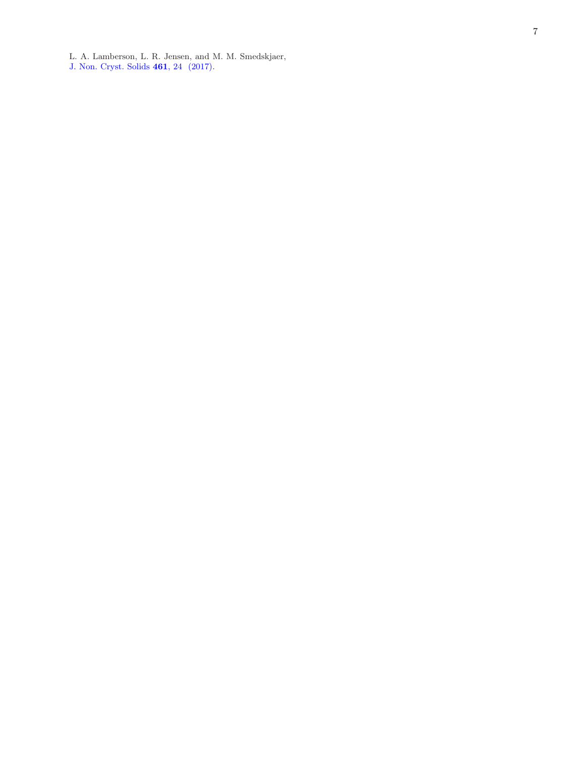L. A. Lamberson, L. R. Jensen, and M. M. Smedskjaer, J. Non. Cryst. Solids **461**, 24 (2017).